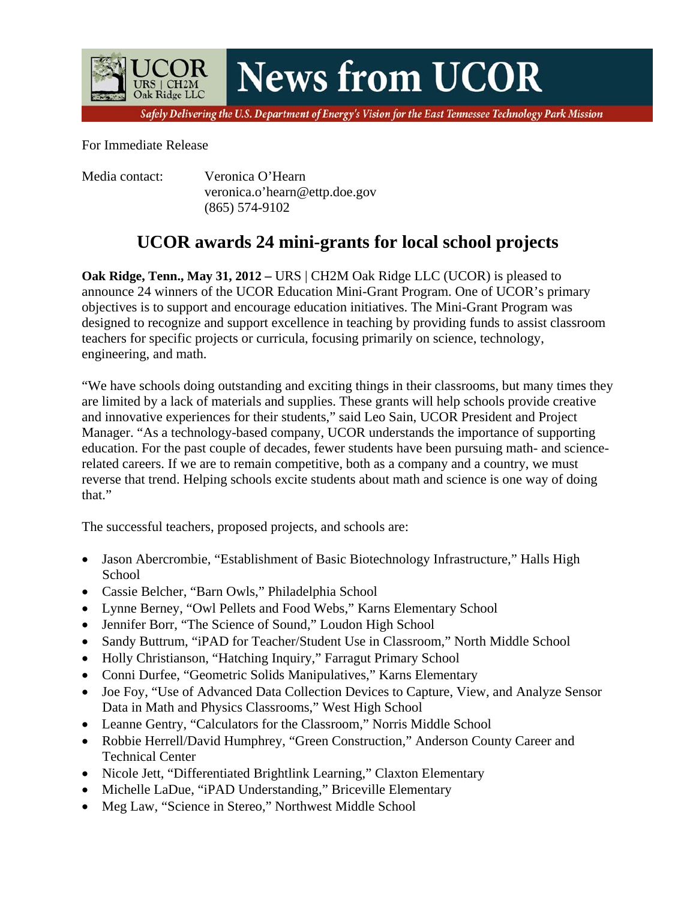# News from UCOR

*Safely Delivering the U.S. Department of Energy's Vision for the East Tennessee Technology Park Mission*

For Immediate Release

Media contact: Veronica O'Hearn
veronica.o'hearn@ettp.doe.gov
(865) 574-9102

## UCOR awards 24 mini-grants for local school projects

**Oak Ridge, Tenn., May 31, 2012 –** URS | CH2M Oak Ridge LLC (UCOR) is pleased to announce 24 winners of the UCOR Education Mini-Grant Program. One of UCOR's primary objectives is to support and encourage education initiatives. The Mini-Grant Program was designed to recognize and support excellence in teaching by providing funds to assist classroom teachers for specific projects or curricula, focusing primarily on science, technology, engineering, and math.

"We have schools doing outstanding and exciting things in their classrooms, but many times they are limited by a lack of materials and supplies. These grants will help schools provide creative and innovative experiences for their students," said Leo Sain, UCOR President and Project Manager. "As a technology-based company, UCOR understands the importance of supporting education. For the past couple of decades, fewer students have been pursuing math- and science-related careers. If we are to remain competitive, both as a company and a country, we must reverse that trend. Helping schools excite students about math and science is one way of doing that."

The successful teachers, proposed projects, and schools are:

- Jason Abercrombie, "Establishment of Basic Biotechnology Infrastructure," Halls High School
- Cassie Belcher, "Barn Owls," Philadelphia School
- Lynne Berney, "Owl Pellets and Food Webs," Karns Elementary School
- Jennifer Borr, "The Science of Sound," Loudon High School
- Sandy Buttrum, "iPAD for Teacher/Student Use in Classroom," North Middle School
- Holly Christianson, "Hatching Inquiry," Farragut Primary School
- Conni Durfee, "Geometric Solids Manipulatives," Karns Elementary
- Joe Foy, "Use of Advanced Data Collection Devices to Capture, View, and Analyze Sensor Data in Math and Physics Classrooms," West High School
- Leanne Gentry, "Calculators for the Classroom," Norris Middle School
- Robbie Herrell/David Humphrey, "Green Construction," Anderson County Career and Technical Center
- Nicole Jett, "Differentiated Brightlink Learning," Claxton Elementary
- Michelle LaDue, "iPAD Understanding," Briceville Elementary
- Meg Law, "Science in Stereo," Northwest Middle School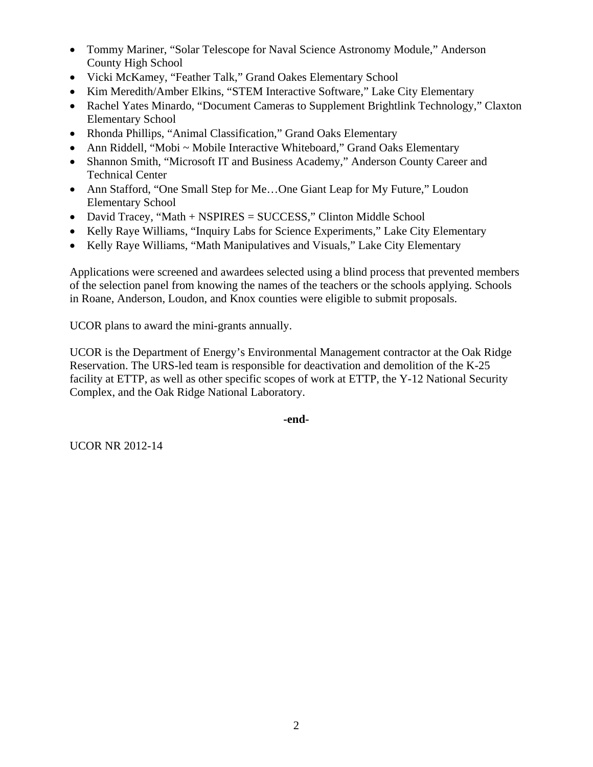- Tommy Mariner, "Solar Telescope for Naval Science Astronomy Module," Anderson County High School
- Vicki McKamey, "Feather Talk," Grand Oakes Elementary School
- Kim Meredith/Amber Elkins, "STEM Interactive Software," Lake City Elementary
- Rachel Yates Minardo, "Document Cameras to Supplement Brightlink Technology," Claxton Elementary School
- Rhonda Phillips, "Animal Classification," Grand Oaks Elementary
- Ann Riddell, "Mobi ~ Mobile Interactive Whiteboard," Grand Oaks Elementary
- Shannon Smith, "Microsoft IT and Business Academy," Anderson County Career and Technical Center
- Ann Stafford, "One Small Step for Me…One Giant Leap for My Future," Loudon Elementary School
- David Tracey, "Math + NSPIRES = SUCCESS," Clinton Middle School
- Kelly Raye Williams, "Inquiry Labs for Science Experiments," Lake City Elementary
- Kelly Raye Williams, "Math Manipulatives and Visuals," Lake City Elementary

Applications were screened and awardees selected using a blind process that prevented members of the selection panel from knowing the names of the teachers or the schools applying. Schools in Roane, Anderson, Loudon, and Knox counties were eligible to submit proposals.

UCOR plans to award the mini-grants annually.

UCOR is the Department of Energy's Environmental Management contractor at the Oak Ridge Reservation. The URS-led team is responsible for deactivation and demolition of the K-25 facility at ETTP, as well as other specific scopes of work at ETTP, the Y-12 National Security Complex, and the Oak Ridge National Laboratory.

**-end-**

UCOR NR 2012-14